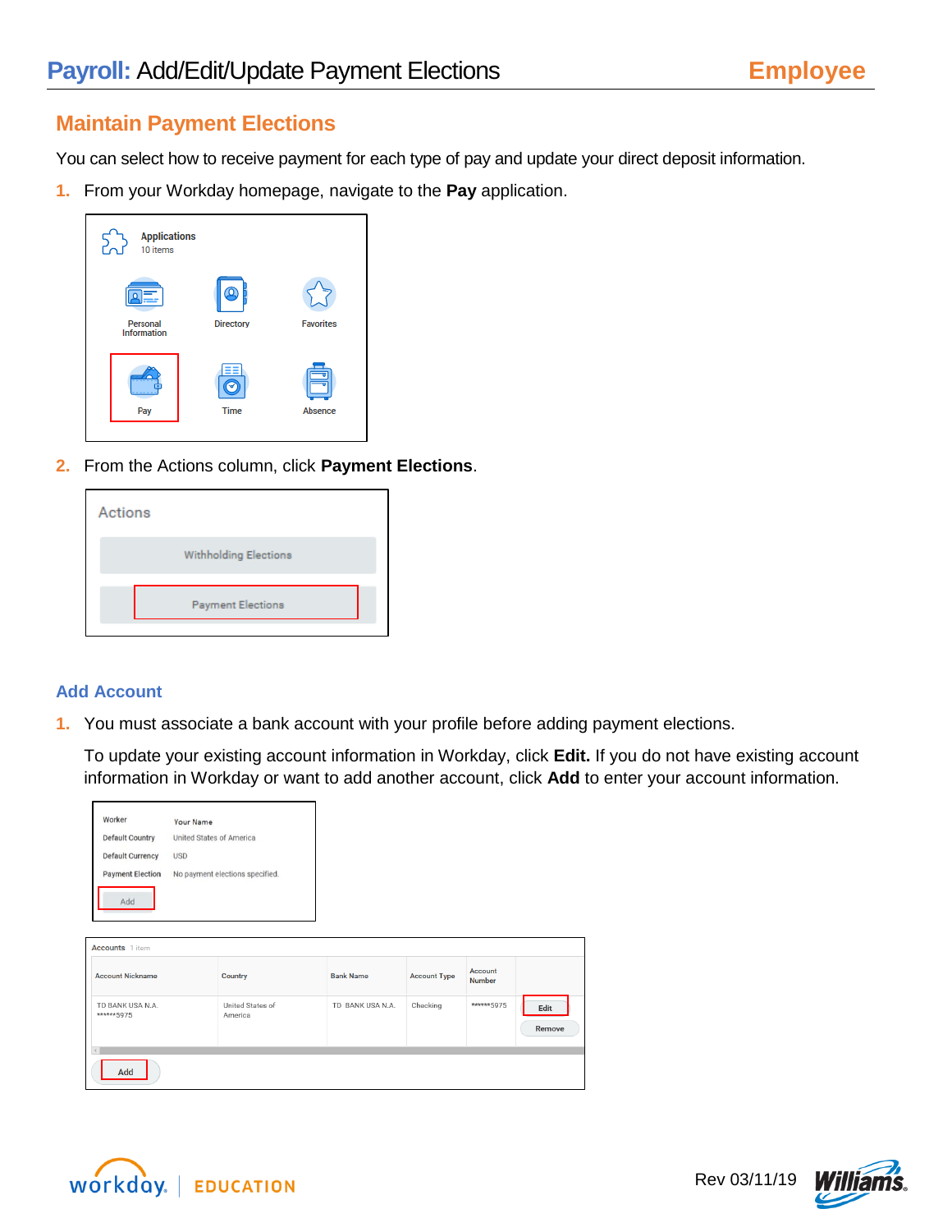# Payroll: Add/Edit/Update Payment Elections

**Employee**

## Maintain Payment Elections

You can select how to receive payment for each type of pay and update your direct deposit information.

1. From your Workday homepage, navigate to the **Pay** application.

2. From the Actions column, click **Payment Elections**.

### Add Account

1. You must associate a bank account with your profile before adding payment elections.

   To update your existing account information in Workday, click **Edit.** If you do not have existing account information in Workday or want to add another account, click **Add** to enter your account information.

Rev 03/11/19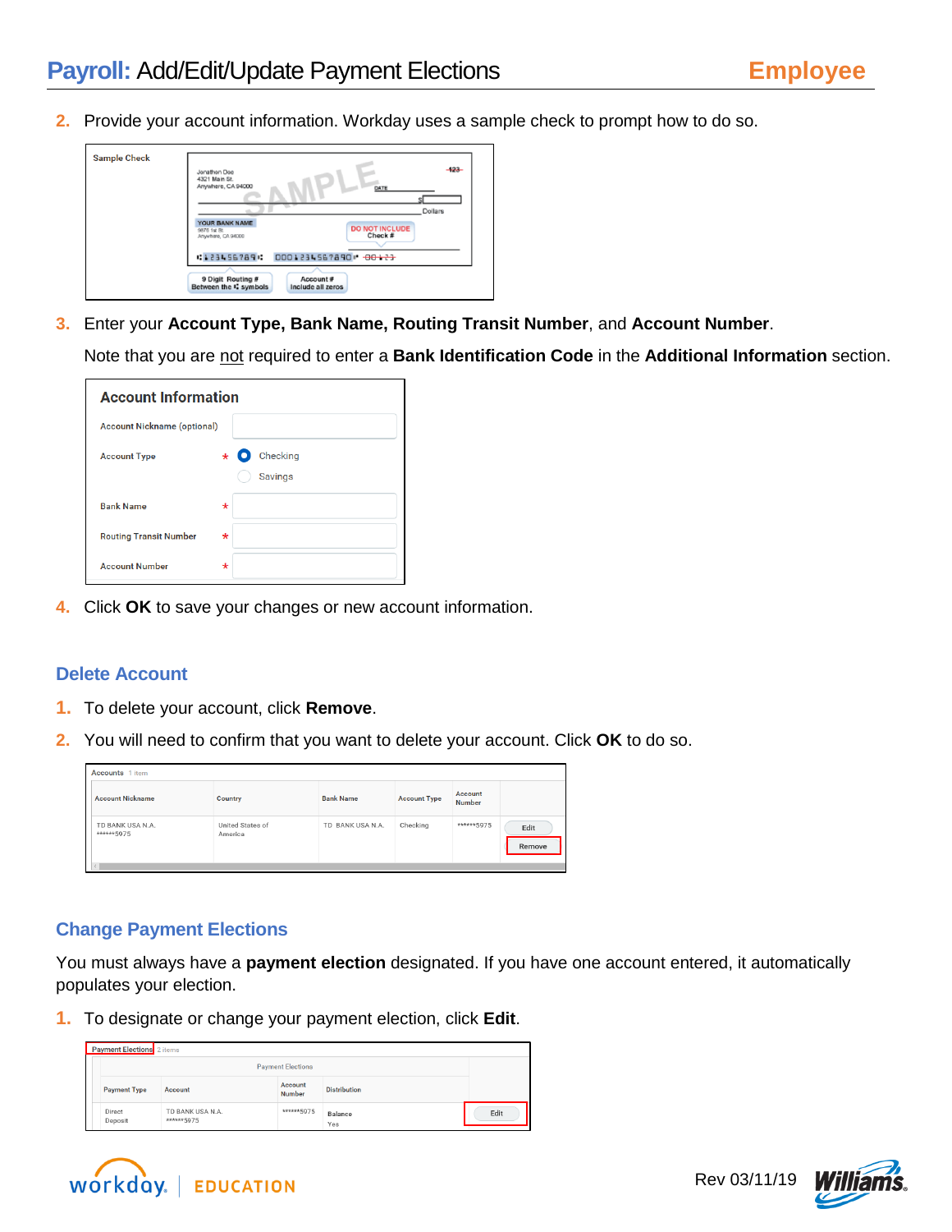2. Provide your account information. Workday uses a sample check to prompt how to do so.

3. Enter your **Account Type, Bank Name, Routing Transit Number**, and **Account Number**.

   Note that you are not required to enter a **Bank Identification Code** in the **Additional Information** section.

4. Click **OK** to save your changes or new account information.

## Delete Account

1. To delete your account, click **Remove**.
2. You will need to confirm that you want to delete your account. Click **OK** to do so.

## Change Payment Elections

You must always have a **payment election** designated. If you have one account entered, it automatically populates your election.

1. To designate or change your payment election, click **Edit**.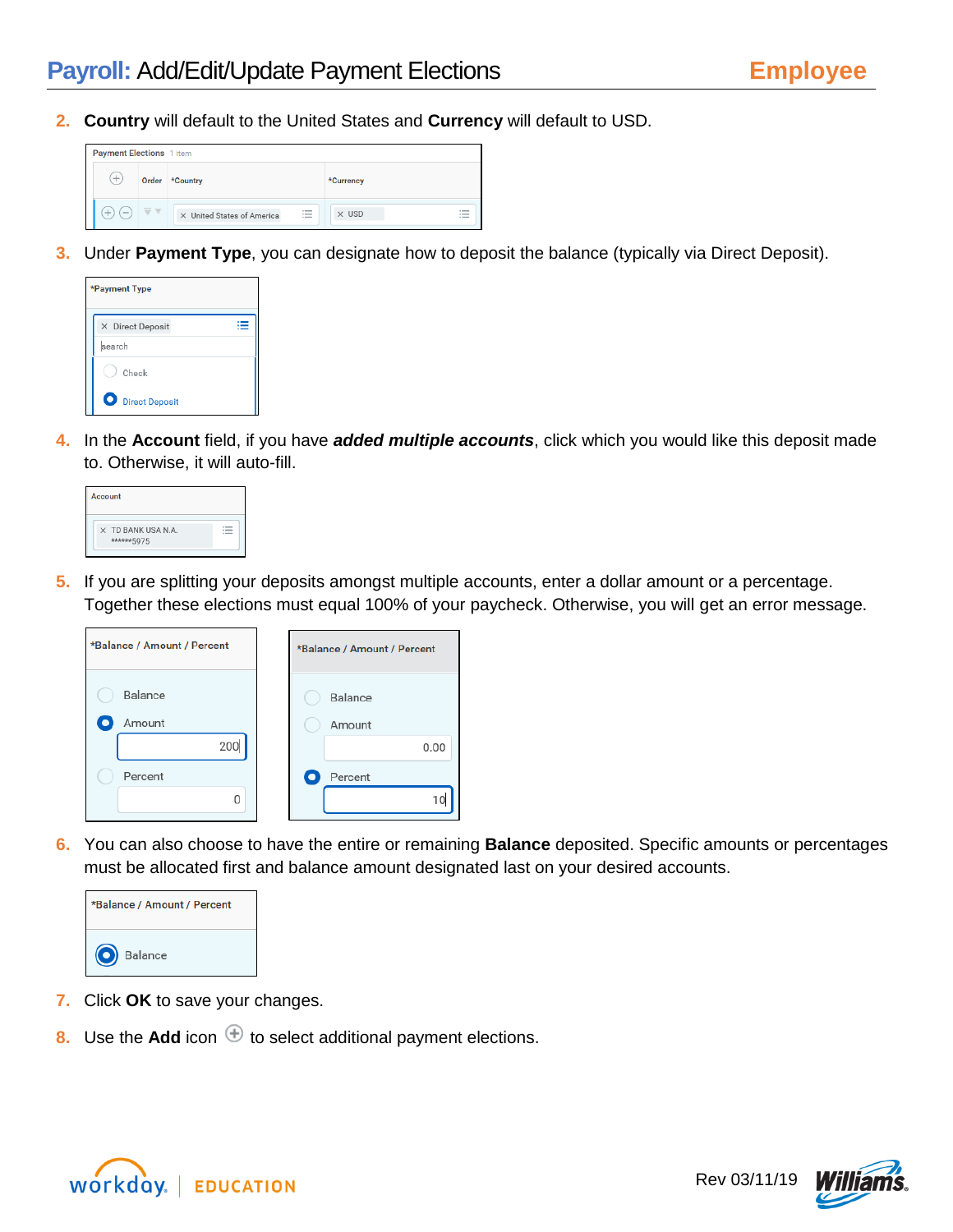2. **Country** will default to the United States and **Currency** will default to USD.

3. Under **Payment Type**, you can designate how to deposit the balance (typically via Direct Deposit).

4. In the **Account** field, if you have ***added multiple accounts***, click which you would like this deposit made to. Otherwise, it will auto-fill.

5. If you are splitting your deposits amongst multiple accounts, enter a dollar amount or a percentage. Together these elections must equal 100% of your paycheck. Otherwise, you will get an error message.

6. You can also choose to have the entire or remaining **Balance** deposited. Specific amounts or percentages must be allocated first and balance amount designated last on your desired accounts.

7. Click **OK** to save your changes.

8. Use the **Add** icon ⊕ to select additional payment elections.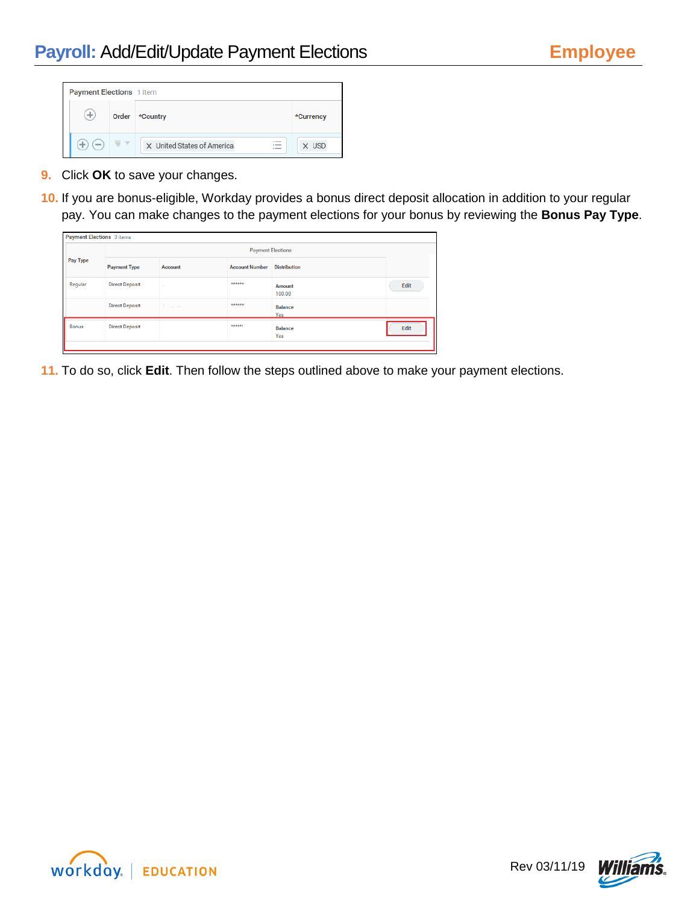| Payment Elections 1 item | | |
|---|---|---|
| Order | *Country | *Currency |
| | United States of America | USD |

9. Click **OK** to save your changes.
10. If you are bonus-eligible, Workday provides a bonus direct deposit allocation in addition to your regular pay. You can make changes to the payment elections for your bonus by reviewing the **Bonus Pay Type**.

| Pay Type | Payment Type | Account | Account Number | Distribution | |
|---|---|---|---|---|---|
| Regular | Direct Deposit | | ****** | Amount 100.00 | Edit |
| | Direct Deposit | | ****** | Balance Yes | |
| Bonus | Direct Deposit | | ****** | Balance Yes | Edit |

11. To do so, click **Edit**. Then follow the steps outlined above to make your payment elections.